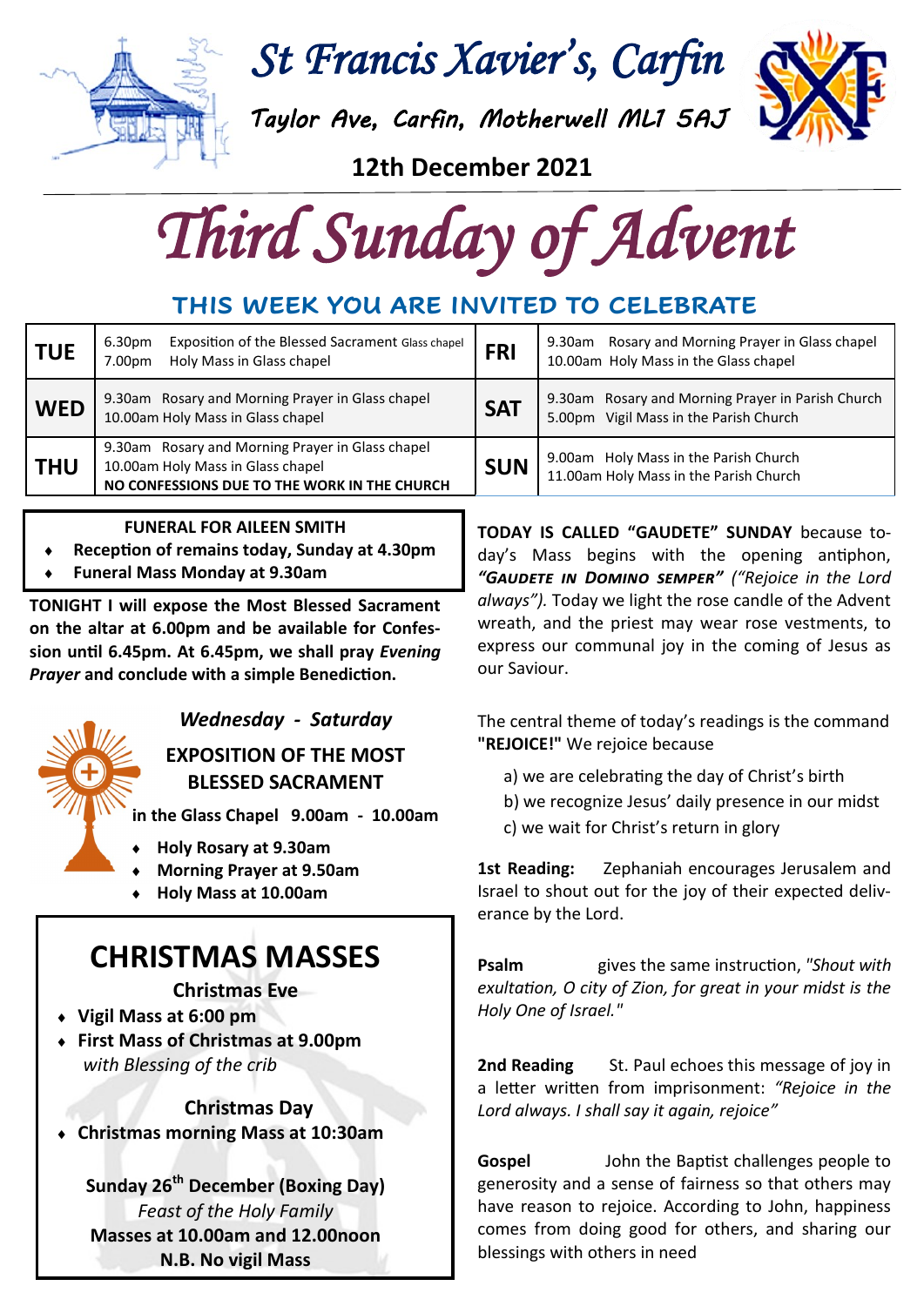# St Francis Xavier's, Carfin

Taylor Ave, Carfin, Motherwell ML1 5AJ

**12th December 2021**

# Third Sunday of Advent

## THIS WEEK YOU ARE INVITED TO CELEBRATE

| | | | |
|---|---|---|---|
| **TUE** | 6.30pm Exposition of the Blessed Sacrament Glass chapel<br>7.00pm Holy Mass in Glass chapel | **FRI** | 9.30am Rosary and Morning Prayer in Glass chapel<br>10.00am Holy Mass in the Glass chapel |
| **WED** | 9.30am Rosary and Morning Prayer in Glass chapel<br>10.00am Holy Mass in Glass chapel | **SAT** | 9.30am Rosary and Morning Prayer in Parish Church<br>5.00pm Vigil Mass in the Parish Church |
| **THU** | 9.30am Rosary and Morning Prayer in Glass chapel<br>10.00am Holy Mass in Glass chapel<br>**NO CONFESSIONS DUE TO THE WORK IN THE CHURCH** | **SUN** | 9.00am Holy Mass in the Parish Church<br>11.00am Holy Mass in the Parish Church |

**FUNERAL FOR AILEEN SMITH**

- **Reception of remains today, Sunday at 4.30pm**
- **Funeral Mass Monday at 9.30am**

**TONIGHT I will expose the Most Blessed Sacrament on the altar at 6.00pm and be available for Confession until 6.45pm. At 6.45pm, we shall pray *Evening Prayer* and conclude with a simple Benediction.**

***Wednesday - Saturday***

**EXPOSITION OF THE MOST BLESSED SACRAMENT**

**in the Glass Chapel 9.00am - 10.00am**

- **Holy Rosary at 9.30am**
- **Morning Prayer at 9.50am**
- **Holy Mass at 10.00am**

## CHRISTMAS MASSES

**Christmas Eve**

- **Vigil Mass at 6:00 pm**
- **First Mass of Christmas at 9.00pm** *with Blessing of the crib*

**Christmas Day**

- **Christmas morning Mass at 10:30am**

**Sunday 26th December (Boxing Day)**
*Feast of the Holy Family*
**Masses at 10.00am and 12.00noon**
**N.B. No vigil Mass**

**TODAY IS CALLED "GAUDETE" SUNDAY** because today's Mass begins with the opening antiphon, ***"Gaudete in Domino semper"*** *("Rejoice in the Lord always").* Today we light the rose candle of the Advent wreath, and the priest may wear rose vestments, to express our communal joy in the coming of Jesus as our Saviour.

The central theme of today's readings is the command **"REJOICE!"** We rejoice because

a) we are celebrating the day of Christ's birth
b) we recognize Jesus' daily presence in our midst
c) we wait for Christ's return in glory

**1st Reading:** Zephaniah encourages Jerusalem and Israel to shout out for the joy of their expected deliverance by the Lord.

**Psalm** gives the same instruction, *"Shout with exultation, O city of Zion, for great in your midst is the Holy One of Israel."*

**2nd Reading** St. Paul echoes this message of joy in a letter written from imprisonment: *"Rejoice in the Lord always. I shall say it again, rejoice"*

**Gospel** John the Baptist challenges people to generosity and a sense of fairness so that others may have reason to rejoice. According to John, happiness comes from doing good for others, and sharing our blessings with others in need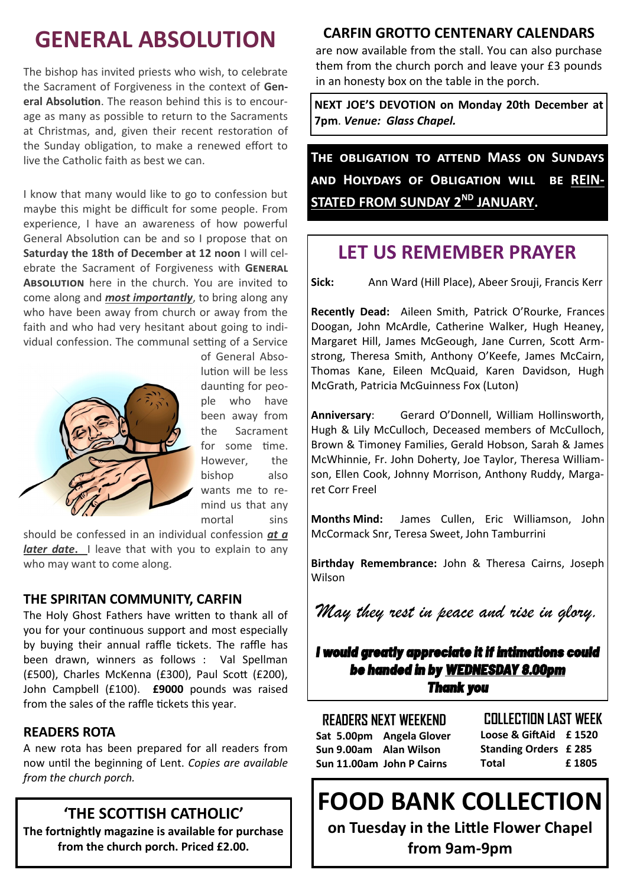# GENERAL ABSOLUTION

The bishop has invited priests who wish, to celebrate the Sacrament of Forgiveness in the context of **General Absolution**. The reason behind this is to encourage as many as possible to return to the Sacraments at Christmas, and, given their recent restoration of the Sunday obligation, to make a renewed effort to live the Catholic faith as best we can.

I know that many would like to go to confession but maybe this might be difficult for some people. From experience, I have an awareness of how powerful General Absolution can be and so I propose that on **Saturday the 18th of December at 12 noon** I will celebrate the Sacrament of Forgiveness with **GENERAL ABSOLUTION** here in the church. You are invited to come along and ***most importantly***, to bring along any who have been away from church or away from the faith and who had very hesitant about going to individual confession. The communal setting of a Service of General Absolution will be less daunting for people who have been away from the Sacrament for some time. However, the bishop also wants me to remind us that any mortal sins should be confessed in an individual confession ***at a later date.*** I leave that with you to explain to any who may want to come along.

## THE SPIRITAN COMMUNITY, CARFIN

The Holy Ghost Fathers have written to thank all of you for your continuous support and most especially by buying their annual raffle tickets. The raffle has been drawn, winners as follows : Val Spellman (£500), Charles McKenna (£300), Paul Scott (£200), John Campbell (£100). **£9000** pounds was raised from the sales of the raffle tickets this year.

## READERS ROTA

A new rota has been prepared for all readers from now until the beginning of Lent. *Copies are available from the church porch.*

## 'THE SCOTTISH CATHOLIC'

**The fortnightly magazine is available for purchase from the church porch. Priced £2.00.**

## CARFIN GROTTO CENTENARY CALENDARS

are now available from the stall. You can also purchase them from the church porch and leave your £3 pounds in an honesty box on the table in the porch.

**NEXT JOE'S DEVOTION on Monday 20th December at 7pm**. ***Venue: Glass Chapel.***

**THE OBLIGATION TO ATTEND MASS ON SUNDAYS AND HOLYDAYS OF OBLIGATION WILL BE REINSTATED FROM SUNDAY 2ND JANUARY.**

## LET US REMEMBER PRAYER

**Sick:** Ann Ward (Hill Place), Abeer Srouji, Francis Kerr

**Recently Dead:** Aileen Smith, Patrick O'Rourke, Frances Doogan, John McArdle, Catherine Walker, Hugh Heaney, Margaret Hill, James McGeough, Jane Curren, Scott Armstrong, Theresa Smith, Anthony O'Keefe, James McCairn, Thomas Kane, Eileen McQuaid, Karen Davidson, Hugh McGrath, Patricia McGuinness Fox (Luton)

**Anniversary**: Gerard O'Donnell, William Hollinsworth, Hugh & Lily McCulloch, Deceased members of McCulloch, Brown & Timoney Families, Gerald Hobson, Sarah & James McWhinnie, Fr. John Doherty, Joe Taylor, Theresa Williamson, Ellen Cook, Johnny Morrison, Anthony Ruddy, Margaret Corr Freel

**Months Mind:** James Cullen, Eric Williamson, John McCormack Snr, Teresa Sweet, John Tamburrini

**Birthday Remembrance:** John & Theresa Cairns, Joseph Wilson

*May they rest in peace and rise in glory.*

***I would greatly appreciate it if intimations could be handed in by WEDNESDAY 8.00pm Thank you***

## READERS NEXT WEEKEND

| | |
|---|---|
| **Sat 5.00pm** | **Angela Glover** |
| **Sun 9.00am** | **Alan Wilson** |
| **Sun 11.00am** | **John P Cairns** |

## COLLECTION LAST WEEK

| | |
|---|---|
| **Loose & GiftAid** | **£ 1520** |
| **Standing Orders** | **£ 285** |
| **Total** | **£ 1805** |

# FOOD BANK COLLECTION

**on Tuesday in the Little Flower Chapel from 9am-9pm**